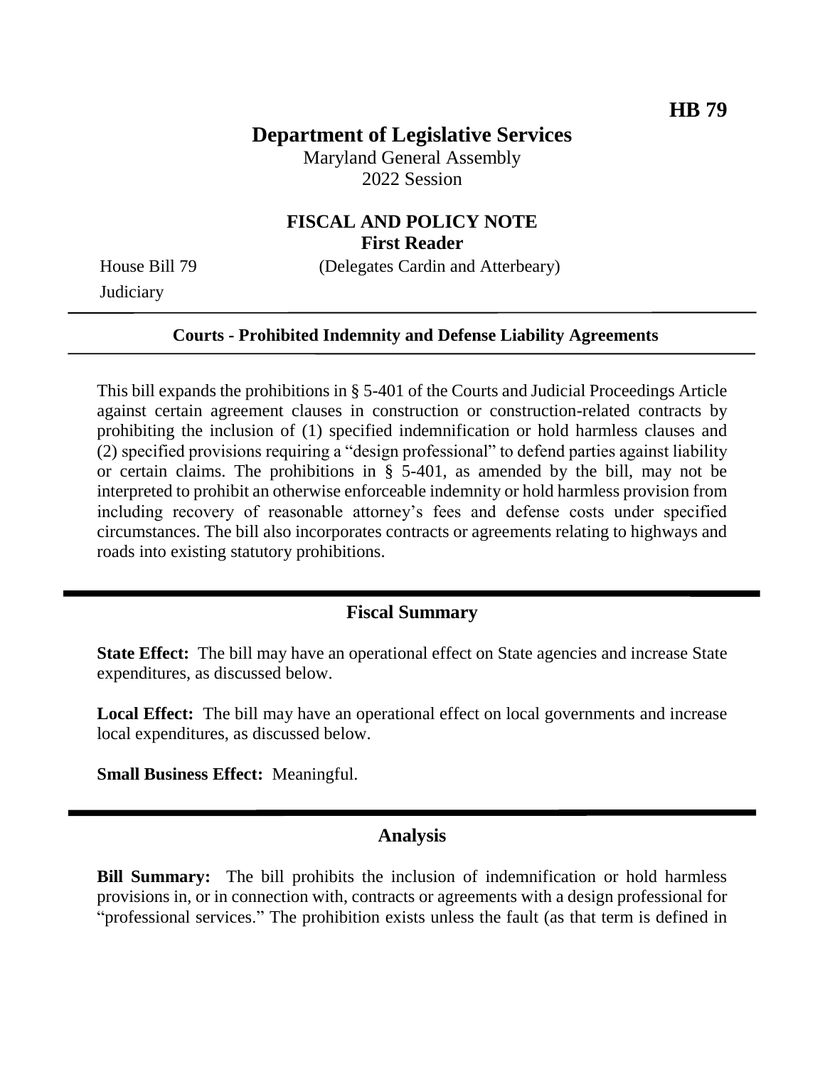HB 79

# Department of Legislative Services

Maryland General Assembly
2022 Session

## FISCAL AND POLICY NOTE
**First Reader**

House Bill 79 (Delegates Cardin and Atterbeary)
Judiciary

---

**Courts - Prohibited Indemnity and Defense Liability Agreements**

---

This bill expands the prohibitions in § 5-401 of the Courts and Judicial Proceedings Article against certain agreement clauses in construction or construction-related contracts by prohibiting the inclusion of (1) specified indemnification or hold harmless clauses and (2) specified provisions requiring a "design professional" to defend parties against liability or certain claims. The prohibitions in § 5-401, as amended by the bill, may not be interpreted to prohibit an otherwise enforceable indemnity or hold harmless provision from including recovery of reasonable attorney's fees and defense costs under specified circumstances. The bill also incorporates contracts or agreements relating to highways and roads into existing statutory prohibitions.

## Fiscal Summary

**State Effect:** The bill may have an operational effect on State agencies and increase State expenditures, as discussed below.

**Local Effect:** The bill may have an operational effect on local governments and increase local expenditures, as discussed below.

**Small Business Effect:** Meaningful.

## Analysis

**Bill Summary:** The bill prohibits the inclusion of indemnification or hold harmless provisions in, or in connection with, contracts or agreements with a design professional for "professional services." The prohibition exists unless the fault (as that term is defined in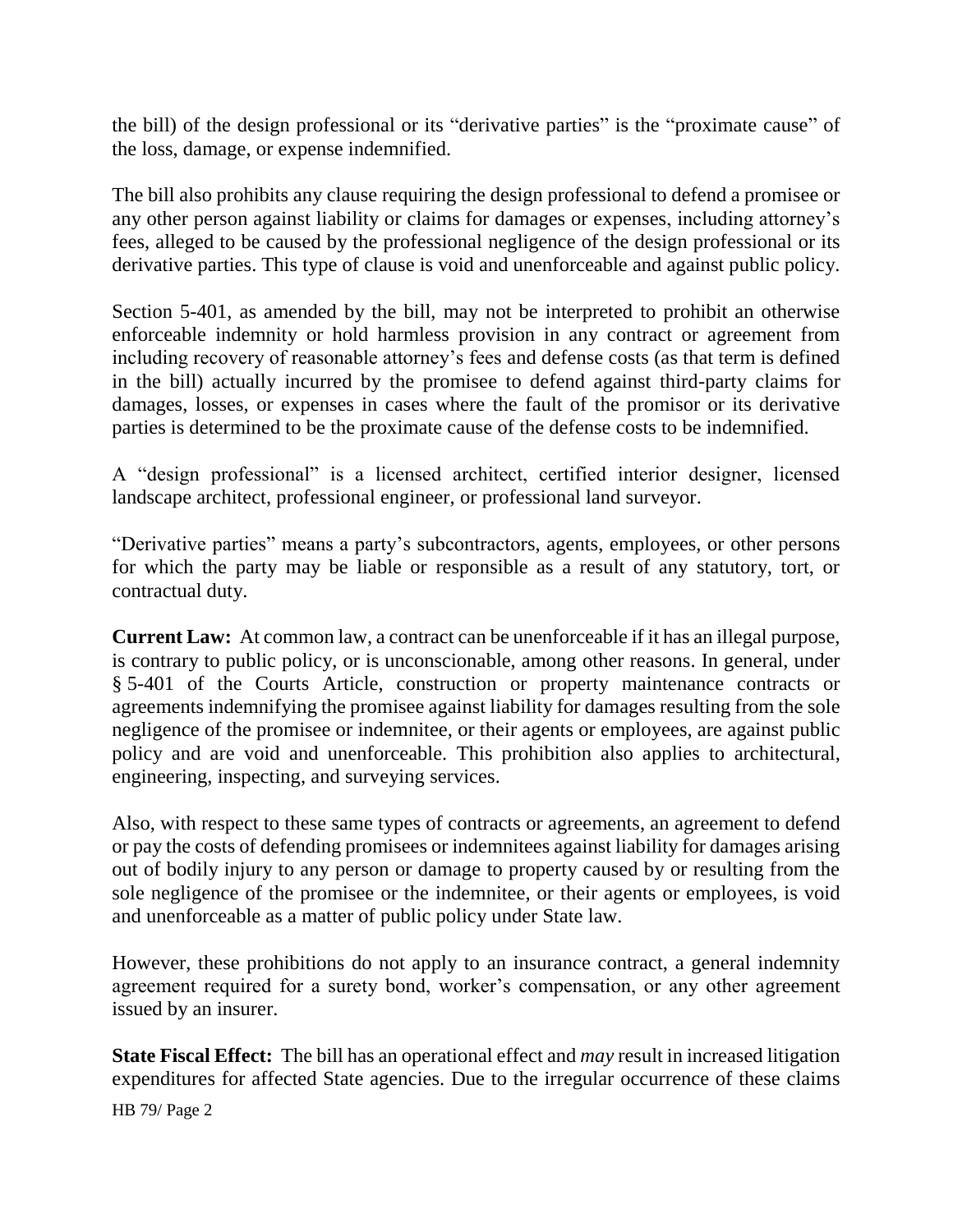the bill) of the design professional or its "derivative parties" is the "proximate cause" of the loss, damage, or expense indemnified.

The bill also prohibits any clause requiring the design professional to defend a promisee or any other person against liability or claims for damages or expenses, including attorney's fees, alleged to be caused by the professional negligence of the design professional or its derivative parties. This type of clause is void and unenforceable and against public policy.

Section 5-401, as amended by the bill, may not be interpreted to prohibit an otherwise enforceable indemnity or hold harmless provision in any contract or agreement from including recovery of reasonable attorney's fees and defense costs (as that term is defined in the bill) actually incurred by the promisee to defend against third-party claims for damages, losses, or expenses in cases where the fault of the promisor or its derivative parties is determined to be the proximate cause of the defense costs to be indemnified.

A "design professional" is a licensed architect, certified interior designer, licensed landscape architect, professional engineer, or professional land surveyor.

"Derivative parties" means a party's subcontractors, agents, employees, or other persons for which the party may be liable or responsible as a result of any statutory, tort, or contractual duty.

**Current Law:** At common law, a contract can be unenforceable if it has an illegal purpose, is contrary to public policy, or is unconscionable, among other reasons. In general, under § 5-401 of the Courts Article, construction or property maintenance contracts or agreements indemnifying the promisee against liability for damages resulting from the sole negligence of the promisee or indemnitee, or their agents or employees, are against public policy and are void and unenforceable. This prohibition also applies to architectural, engineering, inspecting, and surveying services.

Also, with respect to these same types of contracts or agreements, an agreement to defend or pay the costs of defending promisees or indemnitees against liability for damages arising out of bodily injury to any person or damage to property caused by or resulting from the sole negligence of the promisee or the indemnitee, or their agents or employees, is void and unenforceable as a matter of public policy under State law.

However, these prohibitions do not apply to an insurance contract, a general indemnity agreement required for a surety bond, worker's compensation, or any other agreement issued by an insurer.

**State Fiscal Effect:** The bill has an operational effect and *may* result in increased litigation expenditures for affected State agencies. Due to the irregular occurrence of these claims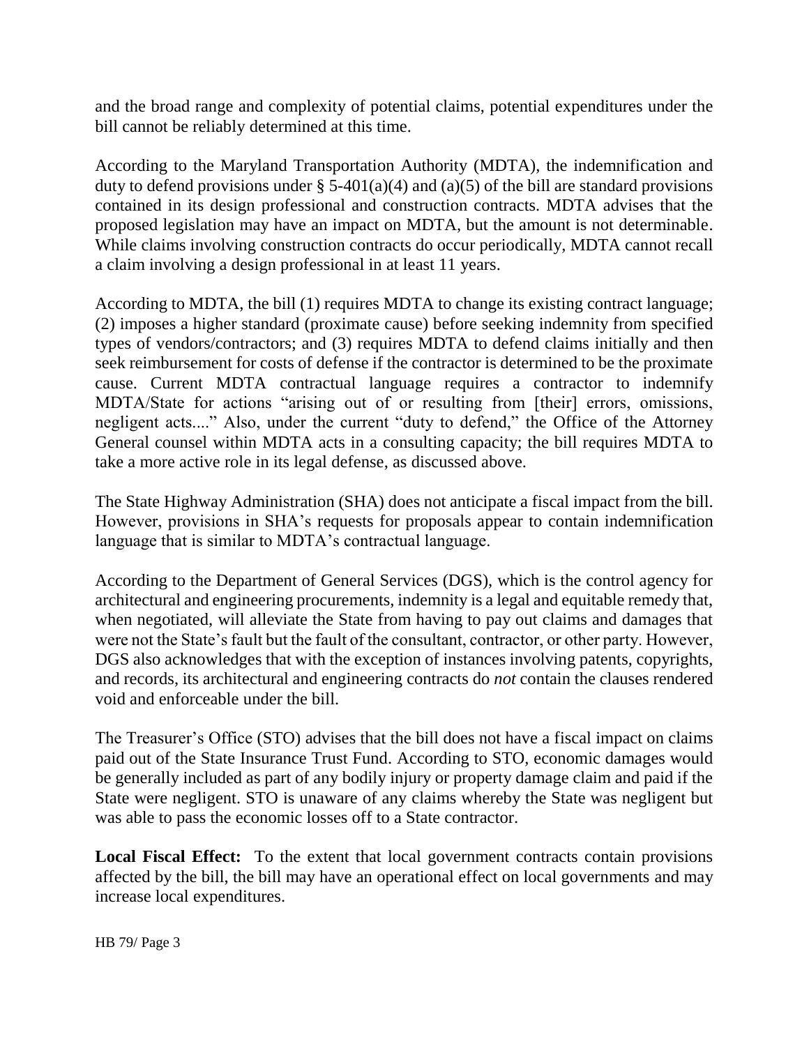and the broad range and complexity of potential claims, potential expenditures under the bill cannot be reliably determined at this time.

According to the Maryland Transportation Authority (MDTA), the indemnification and duty to defend provisions under § 5-401(a)(4) and (a)(5) of the bill are standard provisions contained in its design professional and construction contracts. MDTA advises that the proposed legislation may have an impact on MDTA, but the amount is not determinable. While claims involving construction contracts do occur periodically, MDTA cannot recall a claim involving a design professional in at least 11 years.

According to MDTA, the bill (1) requires MDTA to change its existing contract language; (2) imposes a higher standard (proximate cause) before seeking indemnity from specified types of vendors/contractors; and (3) requires MDTA to defend claims initially and then seek reimbursement for costs of defense if the contractor is determined to be the proximate cause. Current MDTA contractual language requires a contractor to indemnify MDTA/State for actions "arising out of or resulting from [their] errors, omissions, negligent acts...." Also, under the current "duty to defend," the Office of the Attorney General counsel within MDTA acts in a consulting capacity; the bill requires MDTA to take a more active role in its legal defense, as discussed above.

The State Highway Administration (SHA) does not anticipate a fiscal impact from the bill. However, provisions in SHA's requests for proposals appear to contain indemnification language that is similar to MDTA's contractual language.

According to the Department of General Services (DGS), which is the control agency for architectural and engineering procurements, indemnity is a legal and equitable remedy that, when negotiated, will alleviate the State from having to pay out claims and damages that were not the State's fault but the fault of the consultant, contractor, or other party. However, DGS also acknowledges that with the exception of instances involving patents, copyrights, and records, its architectural and engineering contracts do *not* contain the clauses rendered void and enforceable under the bill.

The Treasurer's Office (STO) advises that the bill does not have a fiscal impact on claims paid out of the State Insurance Trust Fund. According to STO, economic damages would be generally included as part of any bodily injury or property damage claim and paid if the State were negligent. STO is unaware of any claims whereby the State was negligent but was able to pass the economic losses off to a State contractor.

**Local Fiscal Effect:** To the extent that local government contracts contain provisions affected by the bill, the bill may have an operational effect on local governments and may increase local expenditures.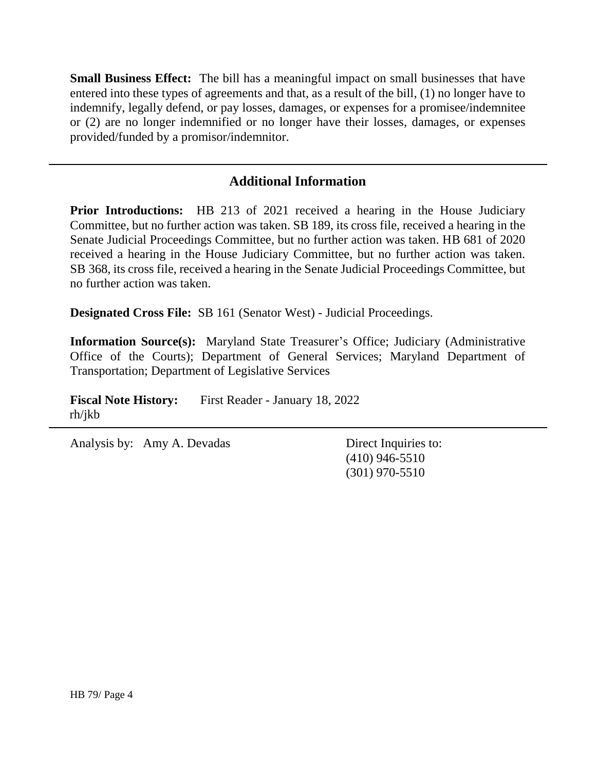**Small Business Effect:** The bill has a meaningful impact on small businesses that have entered into these types of agreements and that, as a result of the bill, (1) no longer have to indemnify, legally defend, or pay losses, damages, or expenses for a promisee/indemnitee or (2) are no longer indemnified or no longer have their losses, damages, or expenses provided/funded by a promisor/indemnitor.

## Additional Information

**Prior Introductions:** HB 213 of 2021 received a hearing in the House Judiciary Committee, but no further action was taken. SB 189, its cross file, received a hearing in the Senate Judicial Proceedings Committee, but no further action was taken. HB 681 of 2020 received a hearing in the House Judiciary Committee, but no further action was taken. SB 368, its cross file, received a hearing in the Senate Judicial Proceedings Committee, but no further action was taken.

**Designated Cross File:** SB 161 (Senator West) - Judicial Proceedings.

**Information Source(s):** Maryland State Treasurer's Office; Judiciary (Administrative Office of the Courts); Department of General Services; Maryland Department of Transportation; Department of Legislative Services

**Fiscal Note History:** First Reader - January 18, 2022
rh/jkb

Analysis by: Amy A. Devadas

Direct Inquiries to:
(410) 946-5510
(301) 970-5510